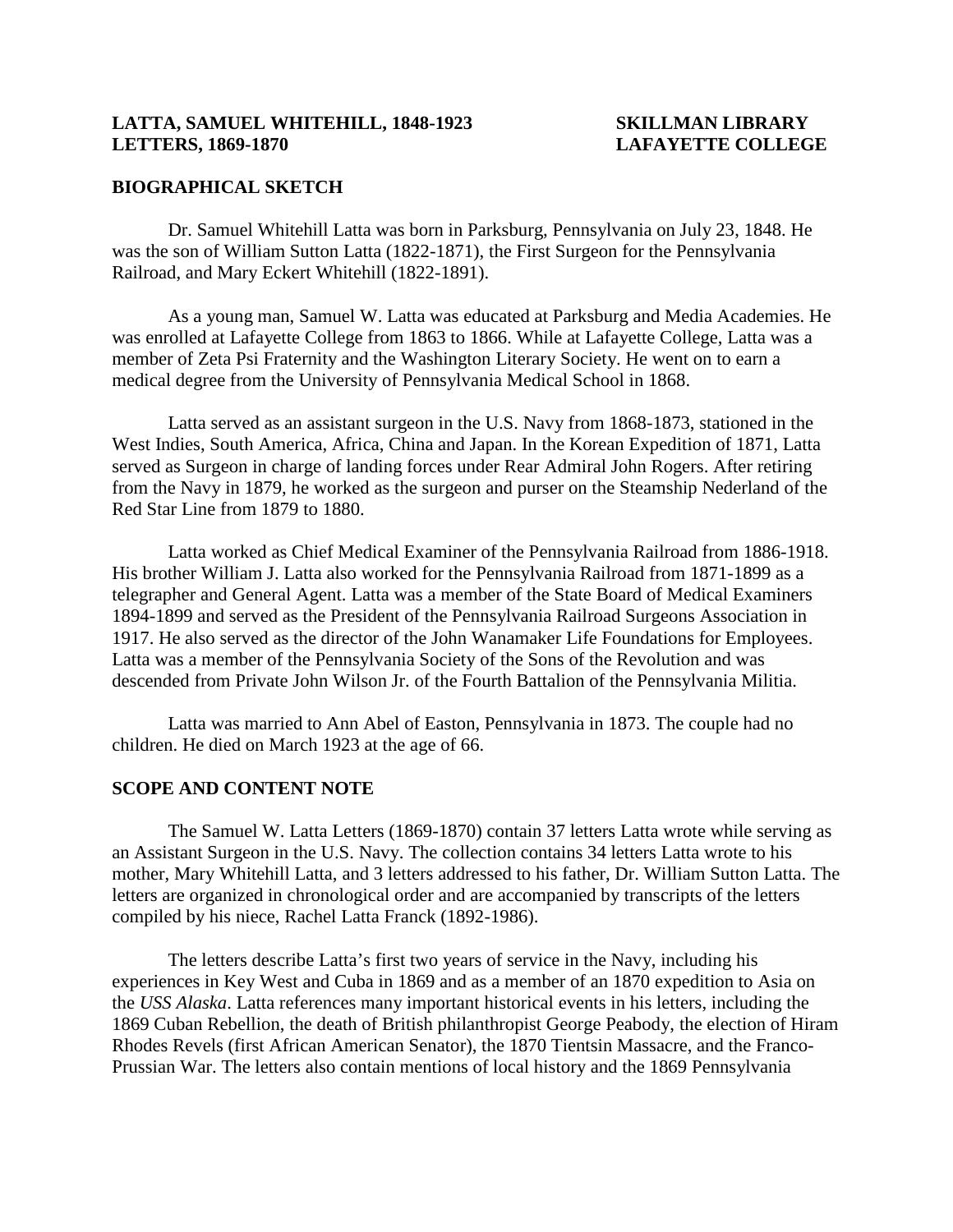**LATTA, SAMUEL WHITEHILL, 1848-1923**
**LETTERS, 1869-1870**

**SKILLMAN LIBRARY**
**LAFAYETTE COLLEGE**

## BIOGRAPHICAL SKETCH

Dr. Samuel Whitehill Latta was born in Parksburg, Pennsylvania on July 23, 1848. He was the son of William Sutton Latta (1822-1871), the First Surgeon for the Pennsylvania Railroad, and Mary Eckert Whitehill (1822-1891).

As a young man, Samuel W. Latta was educated at Parksburg and Media Academies. He was enrolled at Lafayette College from 1863 to 1866. While at Lafayette College, Latta was a member of Zeta Psi Fraternity and the Washington Literary Society. He went on to earn a medical degree from the University of Pennsylvania Medical School in 1868.

Latta served as an assistant surgeon in the U.S. Navy from 1868-1873, stationed in the West Indies, South America, Africa, China and Japan. In the Korean Expedition of 1871, Latta served as Surgeon in charge of landing forces under Rear Admiral John Rogers. After retiring from the Navy in 1879, he worked as the surgeon and purser on the Steamship Nederland of the Red Star Line from 1879 to 1880.

Latta worked as Chief Medical Examiner of the Pennsylvania Railroad from 1886-1918. His brother William J. Latta also worked for the Pennsylvania Railroad from 1871-1899 as a telegrapher and General Agent. Latta was a member of the State Board of Medical Examiners 1894-1899 and served as the President of the Pennsylvania Railroad Surgeons Association in 1917. He also served as the director of the John Wanamaker Life Foundations for Employees. Latta was a member of the Pennsylvania Society of the Sons of the Revolution and was descended from Private John Wilson Jr. of the Fourth Battalion of the Pennsylvania Militia.

Latta was married to Ann Abel of Easton, Pennsylvania in 1873. The couple had no children. He died on March 1923 at the age of 66.

## SCOPE AND CONTENT NOTE

The Samuel W. Latta Letters (1869-1870) contain 37 letters Latta wrote while serving as an Assistant Surgeon in the U.S. Navy. The collection contains 34 letters Latta wrote to his mother, Mary Whitehill Latta, and 3 letters addressed to his father, Dr. William Sutton Latta. The letters are organized in chronological order and are accompanied by transcripts of the letters compiled by his niece, Rachel Latta Franck (1892-1986).

The letters describe Latta's first two years of service in the Navy, including his experiences in Key West and Cuba in 1869 and as a member of an 1870 expedition to Asia on the *USS Alaska*. Latta references many important historical events in his letters, including the 1869 Cuban Rebellion, the death of British philanthropist George Peabody, the election of Hiram Rhodes Revels (first African American Senator), the 1870 Tientsin Massacre, and the Franco-Prussian War. The letters also contain mentions of local history and the 1869 Pennsylvania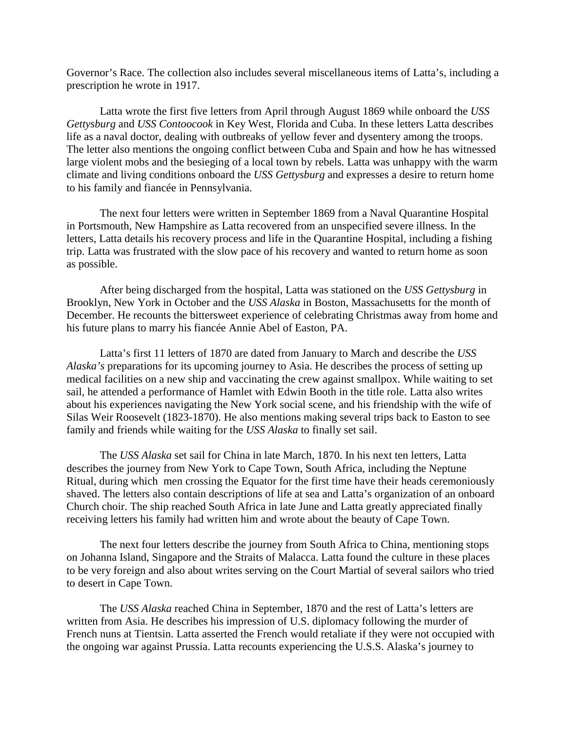Governor's Race. The collection also includes several miscellaneous items of Latta's, including a prescription he wrote in 1917.

Latta wrote the first five letters from April through August 1869 while onboard the *USS Gettysburg* and *USS Contoocook* in Key West, Florida and Cuba. In these letters Latta describes life as a naval doctor, dealing with outbreaks of yellow fever and dysentery among the troops. The letter also mentions the ongoing conflict between Cuba and Spain and how he has witnessed large violent mobs and the besieging of a local town by rebels. Latta was unhappy with the warm climate and living conditions onboard the *USS Gettysburg* and expresses a desire to return home to his family and fiancée in Pennsylvania.

The next four letters were written in September 1869 from a Naval Quarantine Hospital in Portsmouth, New Hampshire as Latta recovered from an unspecified severe illness. In the letters, Latta details his recovery process and life in the Quarantine Hospital, including a fishing trip. Latta was frustrated with the slow pace of his recovery and wanted to return home as soon as possible.

After being discharged from the hospital, Latta was stationed on the *USS Gettysburg* in Brooklyn, New York in October and the *USS Alaska* in Boston, Massachusetts for the month of December. He recounts the bittersweet experience of celebrating Christmas away from home and his future plans to marry his fiancée Annie Abel of Easton, PA.

Latta's first 11 letters of 1870 are dated from January to March and describe the *USS Alaska's* preparations for its upcoming journey to Asia. He describes the process of setting up medical facilities on a new ship and vaccinating the crew against smallpox. While waiting to set sail, he attended a performance of Hamlet with Edwin Booth in the title role. Latta also writes about his experiences navigating the New York social scene, and his friendship with the wife of Silas Weir Roosevelt (1823-1870). He also mentions making several trips back to Easton to see family and friends while waiting for the *USS Alaska* to finally set sail.

The *USS Alaska* set sail for China in late March, 1870. In his next ten letters, Latta describes the journey from New York to Cape Town, South Africa, including the Neptune Ritual, during which men crossing the Equator for the first time have their heads ceremoniously shaved. The letters also contain descriptions of life at sea and Latta's organization of an onboard Church choir. The ship reached South Africa in late June and Latta greatly appreciated finally receiving letters his family had written him and wrote about the beauty of Cape Town.

The next four letters describe the journey from South Africa to China, mentioning stops on Johanna Island, Singapore and the Straits of Malacca. Latta found the culture in these places to be very foreign and also about writes serving on the Court Martial of several sailors who tried to desert in Cape Town.

The *USS Alaska* reached China in September, 1870 and the rest of Latta's letters are written from Asia. He describes his impression of U.S. diplomacy following the murder of French nuns at Tientsin. Latta asserted the French would retaliate if they were not occupied with the ongoing war against Prussia. Latta recounts experiencing the U.S.S. Alaska's journey to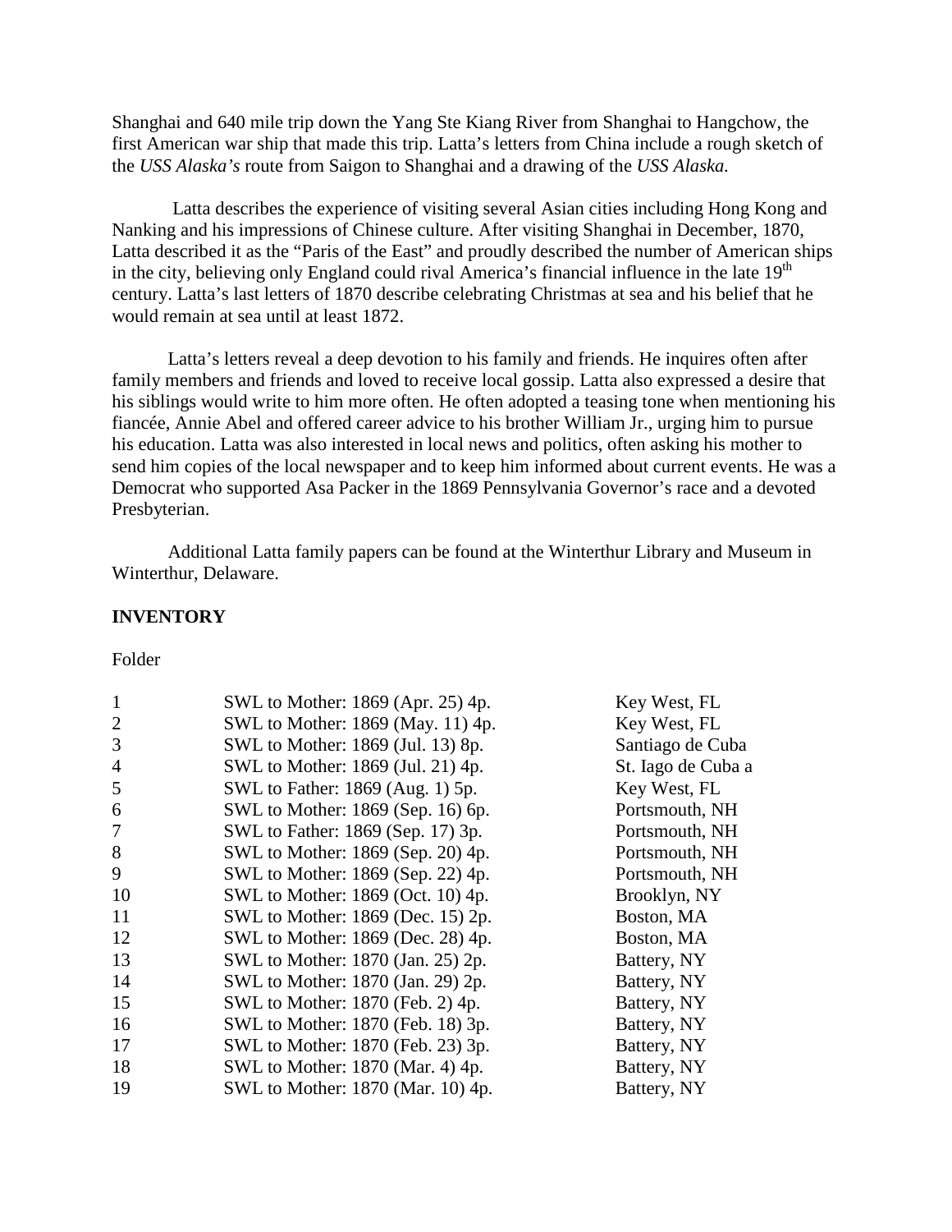Shanghai and 640 mile trip down the Yang Ste Kiang River from Shanghai to Hangchow, the first American war ship that made this trip. Latta's letters from China include a rough sketch of the *USS Alaska's* route from Saigon to Shanghai and a drawing of the *USS Alaska.*

Latta describes the experience of visiting several Asian cities including Hong Kong and Nanking and his impressions of Chinese culture. After visiting Shanghai in December, 1870, Latta described it as the "Paris of the East" and proudly described the number of American ships in the city, believing only England could rival America's financial influence in the late 19th century. Latta's last letters of 1870 describe celebrating Christmas at sea and his belief that he would remain at sea until at least 1872.

Latta's letters reveal a deep devotion to his family and friends. He inquires often after family members and friends and loved to receive local gossip. Latta also expressed a desire that his siblings would write to him more often. He often adopted a teasing tone when mentioning his fiancée, Annie Abel and offered career advice to his brother William Jr., urging him to pursue his education. Latta was also interested in local news and politics, often asking his mother to send him copies of the local newspaper and to keep him informed about current events. He was a Democrat who supported Asa Packer in the 1869 Pennsylvania Governor's race and a devoted Presbyterian.

Additional Latta family papers can be found at the Winterthur Library and Museum in Winterthur, Delaware.

**INVENTORY**

| Folder | | |
|---|---|---|
| 1 | SWL to Mother: 1869 (Apr. 25) 4p. | Key West, FL |
| 2 | SWL to Mother: 1869 (May. 11) 4p. | Key West, FL |
| 3 | SWL to Mother: 1869 (Jul. 13) 8p. | Santiago de Cuba |
| 4 | SWL to Mother: 1869 (Jul. 21) 4p. | St. Iago de Cuba a |
| 5 | SWL to Father: 1869 (Aug. 1) 5p. | Key West, FL |
| 6 | SWL to Mother: 1869 (Sep. 16) 6p. | Portsmouth, NH |
| 7 | SWL to Father: 1869 (Sep. 17) 3p. | Portsmouth, NH |
| 8 | SWL to Mother: 1869 (Sep. 20) 4p. | Portsmouth, NH |
| 9 | SWL to Mother: 1869 (Sep. 22) 4p. | Portsmouth, NH |
| 10 | SWL to Mother: 1869 (Oct. 10) 4p. | Brooklyn, NY |
| 11 | SWL to Mother: 1869 (Dec. 15) 2p. | Boston, MA |
| 12 | SWL to Mother: 1869 (Dec. 28) 4p. | Boston, MA |
| 13 | SWL to Mother: 1870 (Jan. 25) 2p. | Battery, NY |
| 14 | SWL to Mother: 1870 (Jan. 29) 2p. | Battery, NY |
| 15 | SWL to Mother: 1870 (Feb. 2) 4p. | Battery, NY |
| 16 | SWL to Mother: 1870 (Feb. 18) 3p. | Battery, NY |
| 17 | SWL to Mother: 1870 (Feb. 23) 3p. | Battery, NY |
| 18 | SWL to Mother: 1870 (Mar. 4) 4p. | Battery, NY |
| 19 | SWL to Mother: 1870 (Mar. 10) 4p. | Battery, NY |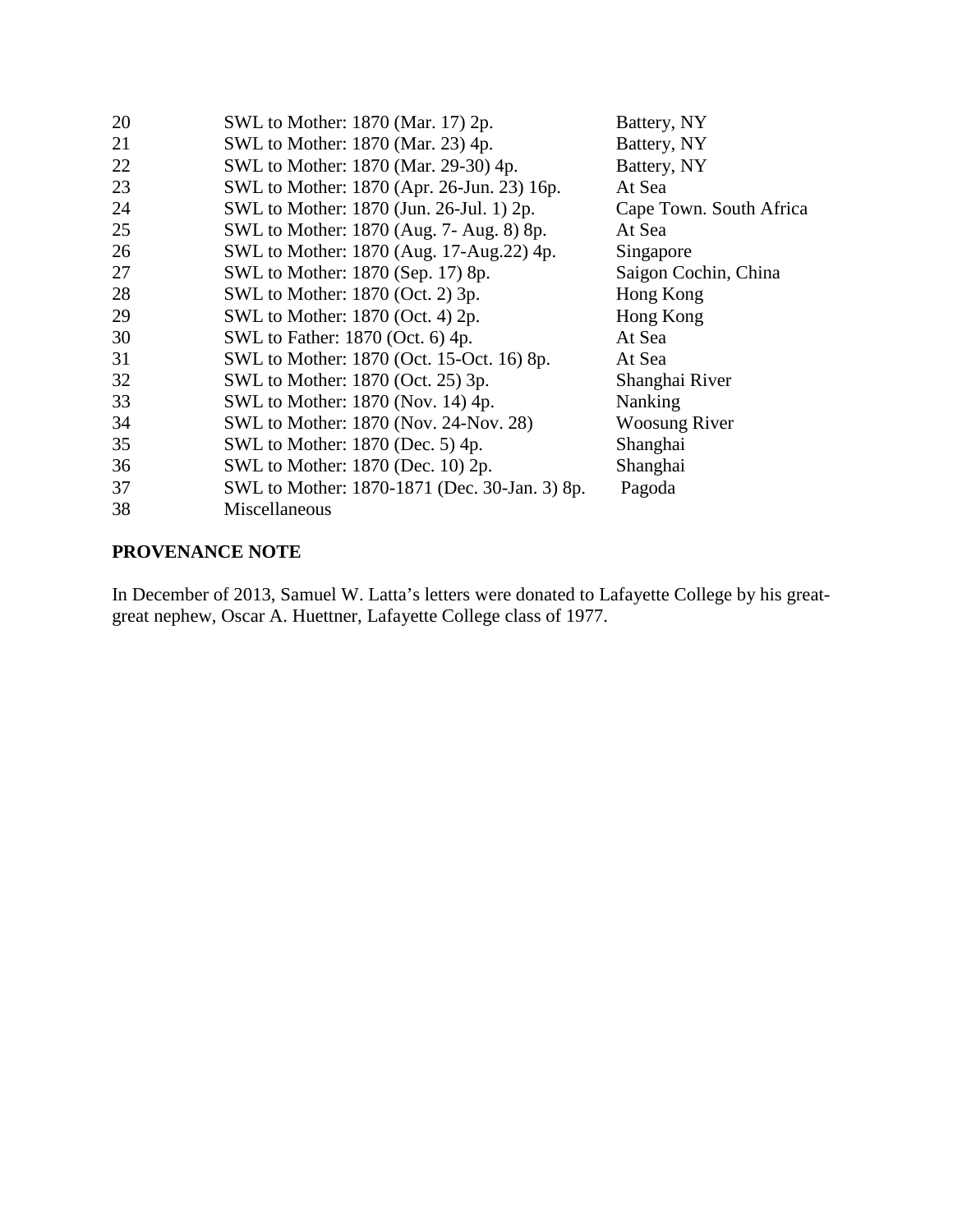| | | |
|---|---|---|
| 20 | SWL to Mother: 1870 (Mar. 17) 2p. | Battery, NY |
| 21 | SWL to Mother: 1870 (Mar. 23) 4p. | Battery, NY |
| 22 | SWL to Mother: 1870 (Mar. 29-30) 4p. | Battery, NY |
| 23 | SWL to Mother: 1870 (Apr. 26-Jun. 23) 16p. | At Sea |
| 24 | SWL to Mother: 1870 (Jun. 26-Jul. 1) 2p. | Cape Town. South Africa |
| 25 | SWL to Mother: 1870 (Aug. 7- Aug. 8) 8p. | At Sea |
| 26 | SWL to Mother: 1870 (Aug. 17-Aug.22) 4p. | Singapore |
| 27 | SWL to Mother: 1870 (Sep. 17) 8p. | Saigon Cochin, China |
| 28 | SWL to Mother: 1870 (Oct. 2) 3p. | Hong Kong |
| 29 | SWL to Mother: 1870 (Oct. 4) 2p. | Hong Kong |
| 30 | SWL to Father: 1870 (Oct. 6) 4p. | At Sea |
| 31 | SWL to Mother: 1870 (Oct. 15-Oct. 16) 8p. | At Sea |
| 32 | SWL to Mother: 1870 (Oct. 25) 3p. | Shanghai River |
| 33 | SWL to Mother: 1870 (Nov. 14) 4p. | Nanking |
| 34 | SWL to Mother: 1870 (Nov. 24-Nov. 28) | Woosung River |
| 35 | SWL to Mother: 1870 (Dec. 5) 4p. | Shanghai |
| 36 | SWL to Mother: 1870 (Dec. 10) 2p. | Shanghai |
| 37 | SWL to Mother: 1870-1871 (Dec. 30-Jan. 3) 8p. | Pagoda |
| 38 | Miscellaneous | |

**PROVENANCE NOTE**

In December of 2013, Samuel W. Latta's letters were donated to Lafayette College by his great-great nephew, Oscar A. Huettner, Lafayette College class of 1977.